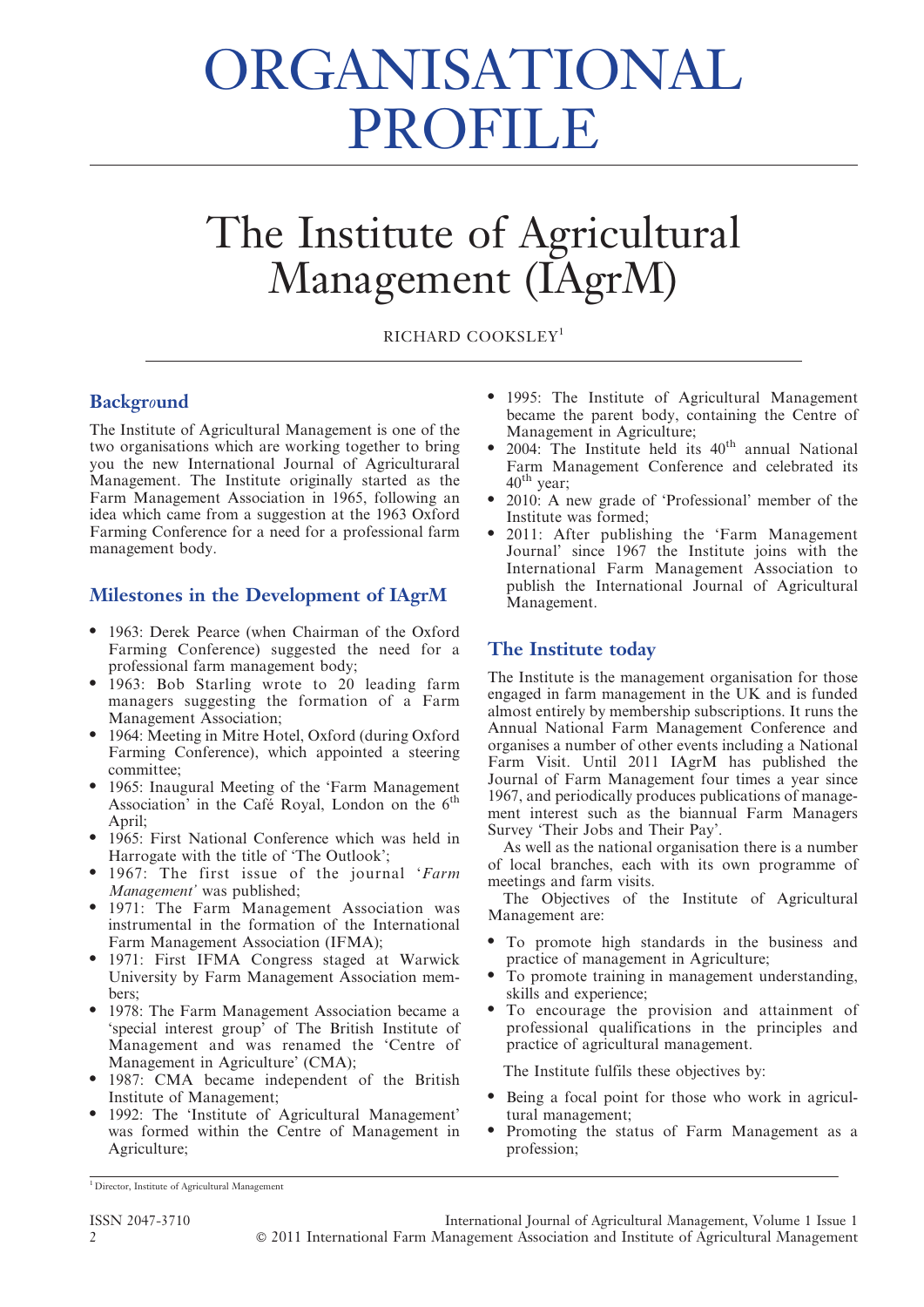# ORGANISATIONAL PROFILE

# The Institute of Agricultural Management (IAgrM)

RICHARD COOKSLEY[1]

## Background

The Institute of Agricultural Management is one of the two organisations which are working together to bring you the new International Journal of Agriculturaral Management. The Institute originally started as the Farm Management Association in 1965, following an idea which came from a suggestion at the 1963 Oxford Farming Conference for a need for a professional farm management body.

## Milestones in the Development of IAgrM

- 1963: Derek Pearce (when Chairman of the Oxford Farming Conference) suggested the need for a professional farm management body;
- 1963: Bob Starling wrote to 20 leading farm managers suggesting the formation of a Farm Management Association;
- 1964: Meeting in Mitre Hotel, Oxford (during Oxford Farming Conference), which appointed a steering committee;
- 1965: Inaugural Meeting of the 'Farm Management Association' in the Café Royal, London on the 6th April;
- 1965: First National Conference which was held in Harrogate with the title of 'The Outlook';
- 1967: The first issue of the journal '*Farm Management'* was published;
- 1971: The Farm Management Association was instrumental in the formation of the International Farm Management Association (IFMA);
- 1971: First IFMA Congress staged at Warwick University by Farm Management Association members;
- 1978: The Farm Management Association became a 'special interest group' of The British Institute of Management and was renamed the 'Centre of Management in Agriculture' (CMA);
- 1987: CMA became independent of the British Institute of Management;
- 1992: The 'Institute of Agricultural Management' was formed within the Centre of Management in Agriculture;
- 1995: The Institute of Agricultural Management became the parent body, containing the Centre of Management in Agriculture;
- 2004: The Institute held its 40th annual National Farm Management Conference and celebrated its 40th year;
- 2010: A new grade of 'Professional' member of the Institute was formed;
- 2011: After publishing the 'Farm Management Journal' since 1967 the Institute joins with the International Farm Management Association to publish the International Journal of Agricultural Management.

## The Institute today

The Institute is the management organisation for those engaged in farm management in the UK and is funded almost entirely by membership subscriptions. It runs the Annual National Farm Management Conference and organises a number of other events including a National Farm Visit. Until 2011 IAgrM has published the Journal of Farm Management four times a year since 1967, and periodically produces publications of management interest such as the biannual National Farm Managers Survey 'Their Jobs and Their Pay'.

As well as the national organisation there is a number of local branches, each with its own programme of meetings and farm visits.

The Objectives of the Institute of Agricultural Management are:

- To promote high standards in the business and practice of management in Agriculture;
- To promote training in management understanding, skills and experience;
- To encourage the provision and attainment of professional qualifications in the principles and practice of agricultural management.

The Institute fulfils these objectives by:

- Being a focal point for those who work in agricultural management;
- Promoting the status of Farm Management as a profession;

[1] Director, Institute of Agricultural Management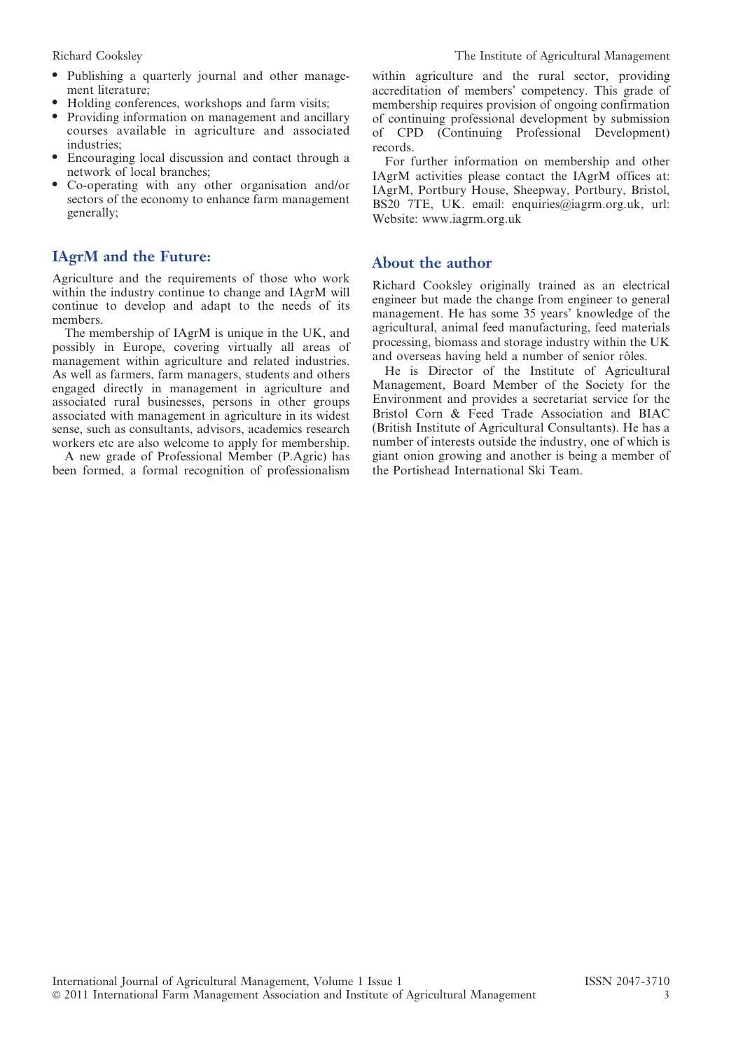- Publishing a quarterly journal and other management literature;
- Holding conferences, workshops and farm visits;
- Providing information on management and ancillary courses available in agriculture and associated industries;
- Encouraging local discussion and contact through a network of local branches;
- Co-operating with any other organisation and/or sectors of the economy to enhance farm management generally;

## IAgrM and the Future:

Agriculture and the requirements of those who work within the industry continue to change and IAgrM will continue to develop and adapt to the needs of its members.

The membership of IAgrM is unique in the UK, and possibly in Europe, covering virtually all areas of management within agriculture and related industries. As well as farmers, farm managers, students and others engaged directly in management in agriculture and associated rural businesses, persons in other groups associated with management in agriculture in its widest sense, such as consultants, advisors, academics research workers etc are also welcome to apply for membership.

A new grade of Professional Member (P.Agric) has been formed, a formal recognition of professionalism within agriculture and the rural sector, providing accreditation of members' competency. This grade of membership requires provision of ongoing confirmation of continuing professional development by submission of CPD (Continuing Professional Development) records.

For further information on membership and other IAgrM activities please contact the IAgrM offices at: IAgrM, Portbury House, Sheepway, Portbury, Bristol, BS20 7TE, UK. email: enquiries@iagrm.org.uk, url: Website: www.iagrm.org.uk

## About the author

Richard Cooksley originally trained as an electrical engineer but made the change from engineer to general management. He has some 35 years' knowledge of the agricultural, animal feed manufacturing, feed materials processing, biomass and storage industry within the UK and overseas having held a number of senior rôles.

He is Director of the Institute of Agricultural Management, Board Member of the Society for the Environment and provides a secretariat service for the Bristol Corn & Feed Trade Association and BIAC (British Institute of Agricultural Consultants). He has a number of interests outside the industry, one of which is giant onion growing and another is being a member of the Portishead International Ski Team.